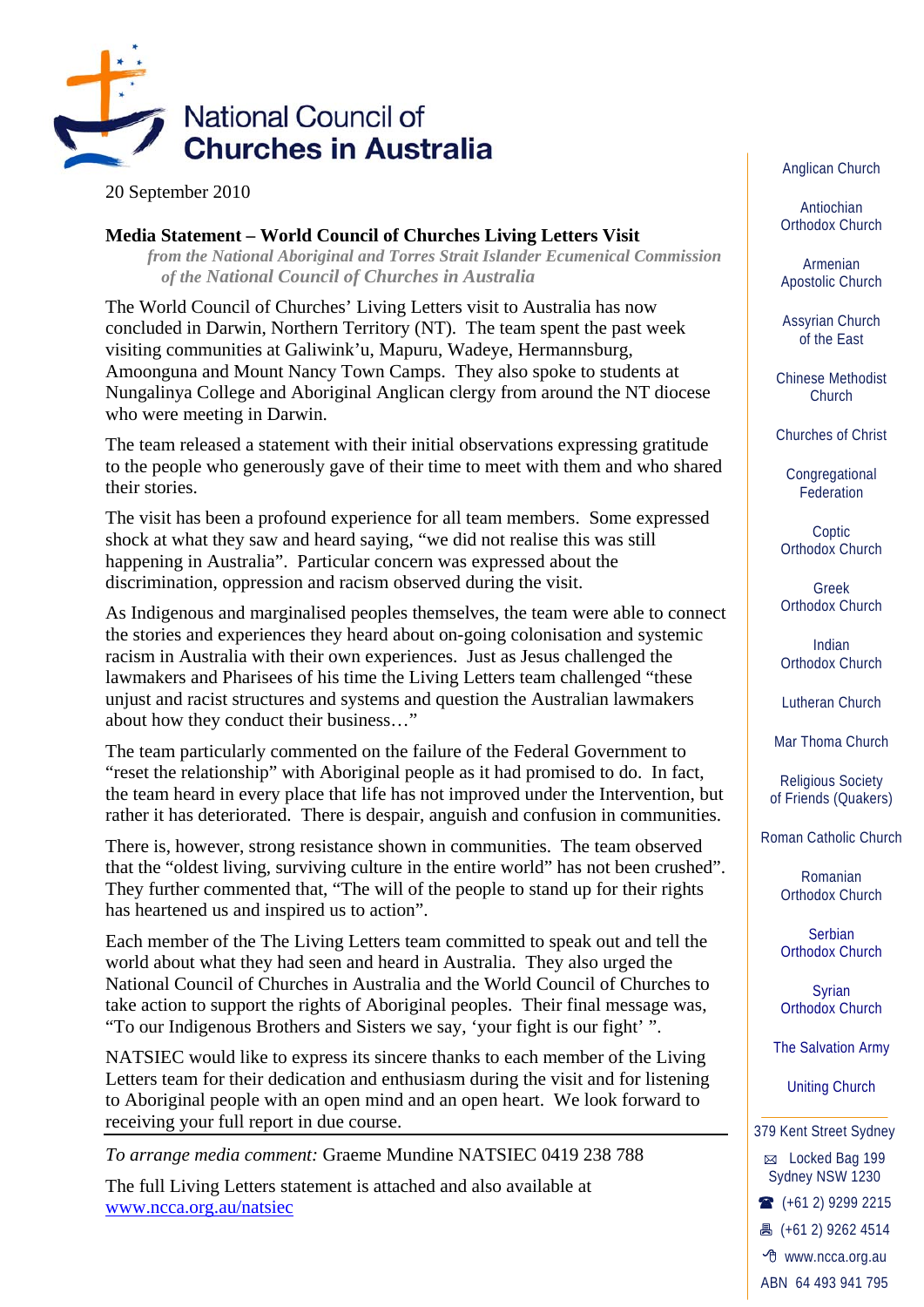# National Council of Churches in Australia

20 September 2010

**Media Statement – World Council of Churches Living Letters Visit**

*from the National Aboriginal and Torres Strait Islander Ecumenical Commission of the National Council of Churches in Australia*

The World Council of Churches' Living Letters visit to Australia has now concluded in Darwin, Northern Territory (NT). The team spent the past week visiting communities at Galiwink'u, Mapuru, Wadeye, Hermannsburg, Amoonguna and Mount Nancy Town Camps. They also spoke to students at Nungalinya College and Aboriginal Anglican clergy from around the NT diocese who were meeting in Darwin.

The team released a statement with their initial observations expressing gratitude to the people who generously gave of their time to meet with them and who shared their stories.

The visit has been a profound experience for all team members. Some expressed shock at what they saw and heard saying, "we did not realise this was still happening in Australia". Particular concern was expressed about the discrimination, oppression and racism observed during the visit.

As Indigenous and marginalised peoples themselves, the team were able to connect the stories and experiences they heard about on-going colonisation and systemic racism in Australia with their own experiences. Just as Jesus challenged the lawmakers and Pharisees of his time the Living Letters team challenged "these unjust and racist structures and systems and question the Australian lawmakers about how they conduct their business…"

The team particularly commented on the failure of the Federal Government to "reset the relationship" with Aboriginal people as it had promised to do. In fact, the team heard in every place that life has not improved under the Intervention, but rather it has deteriorated. There is despair, anguish and confusion in communities.

There is, however, strong resistance shown in communities. The team observed that the "oldest living, surviving culture in the entire world" has not been crushed". They further commented that, "The will of the people to stand up for their rights has heartened us and inspired us to action".

Each member of the The Living Letters team committed to speak out and tell the world about what they had seen and heard in Australia. They also urged the National Council of Churches in Australia and the World Council of Churches to take action to support the rights of Aboriginal peoples. Their final message was, "To our Indigenous Brothers and Sisters we say, 'your fight is our fight' ".

NATSIEC would like to express its sincere thanks to each member of the Living Letters team for their dedication and enthusiasm during the visit and for listening to Aboriginal people with an open mind and an open heart. We look forward to receiving your full report in due course.

---

*To arrange media comment:* Graeme Mundine NATSIEC 0419 238 788

The full Living Letters statement is attached and also available at [www.ncca.org.au/natsiec](www.ncca.org.au/natsiec)

---

Anglican Church
Antiochian Orthodox Church
Armenian Apostolic Church
Assyrian Church of the East
Chinese Methodist Church
Churches of Christ
Congregational Federation
Coptic Orthodox Church
Greek Orthodox Church
Indian Orthodox Church
Lutheran Church
Mar Thoma Church
Religious Society of Friends (Quakers)
Roman Catholic Church
Romanian Orthodox Church
Serbian Orthodox Church
Syrian Orthodox Church
The Salvation Army
Uniting Church

379 Kent Street Sydney
Locked Bag 199 Sydney NSW 1230
(+61 2) 9299 2215
(+61 2) 9262 4514
www.ncca.org.au
ABN 64 493 941 795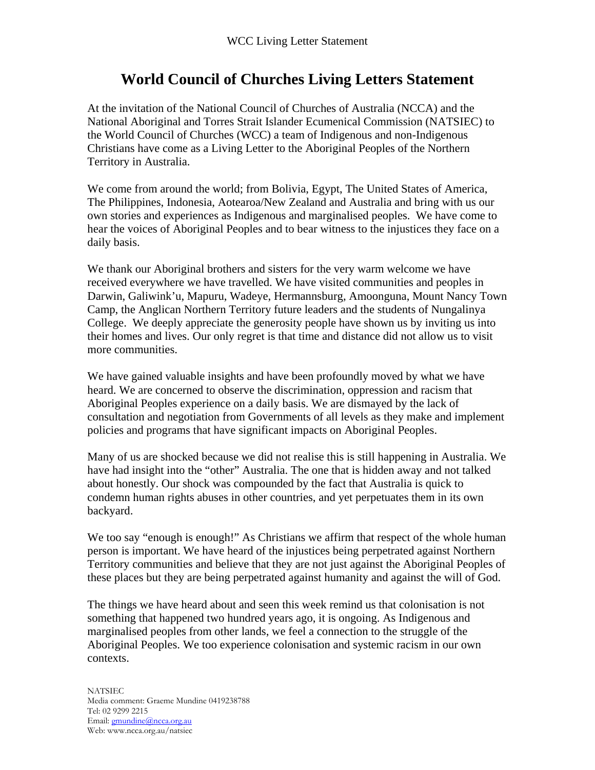# World Council of Churches Living Letters Statement

At the invitation of the National Council of Churches of Australia (NCCA) and the National Aboriginal and Torres Strait Islander Ecumenical Commission (NATSIEC) to the World Council of Churches (WCC) a team of Indigenous and non-Indigenous Christians have come as a Living Letter to the Aboriginal Peoples of the Northern Territory in Australia.

We come from around the world; from Bolivia, Egypt, The United States of America, The Philippines, Indonesia, Aotearoa/New Zealand and Australia and bring with us our own stories and experiences as Indigenous and marginalised peoples. We have come to hear the voices of Aboriginal Peoples and to bear witness to the injustices they face on a daily basis.

We thank our Aboriginal brothers and sisters for the very warm welcome we have received everywhere we have travelled. We have visited communities and peoples in Darwin, Galiwink'u, Mapuru, Wadeye, Hermannsburg, Amoonguna, Mount Nancy Town Camp, the Anglican Northern Territory future leaders and the students of Nungalinya College. We deeply appreciate the generosity people have shown us by inviting us into their homes and lives. Our only regret is that time and distance did not allow us to visit more communities.

We have gained valuable insights and have been profoundly moved by what we have heard. We are concerned to observe the discrimination, oppression and racism that Aboriginal Peoples experience on a daily basis. We are dismayed by the lack of consultation and negotiation from Governments of all levels as they make and implement policies and programs that have significant impacts on Aboriginal Peoples.

Many of us are shocked because we did not realise this is still happening in Australia. We have had insight into the "other" Australia. The one that is hidden away and not talked about honestly. Our shock was compounded by the fact that Australia is quick to condemn human rights abuses in other countries, and yet perpetuates them in its own backyard.

We too say "enough is enough!" As Christians we affirm that respect of the whole human person is important. We have heard of the injustices being perpetrated against Northern Territory communities and believe that they are not just against the Aboriginal Peoples of these places but they are being perpetrated against humanity and against the will of God.

The things we have heard about and seen this week remind us that colonisation is not something that happened two hundred years ago, it is ongoing. As Indigenous and marginalised peoples from other lands, we feel a connection to the struggle of the Aboriginal Peoples. We too experience colonisation and systemic racism in our own contexts.

NATSIEC
Media comment: Graeme Mundine 0419238788
Tel: 02 9299 2215
Email: gmundine@ncca.org.au
Web: www.ncca.org.au/natsiec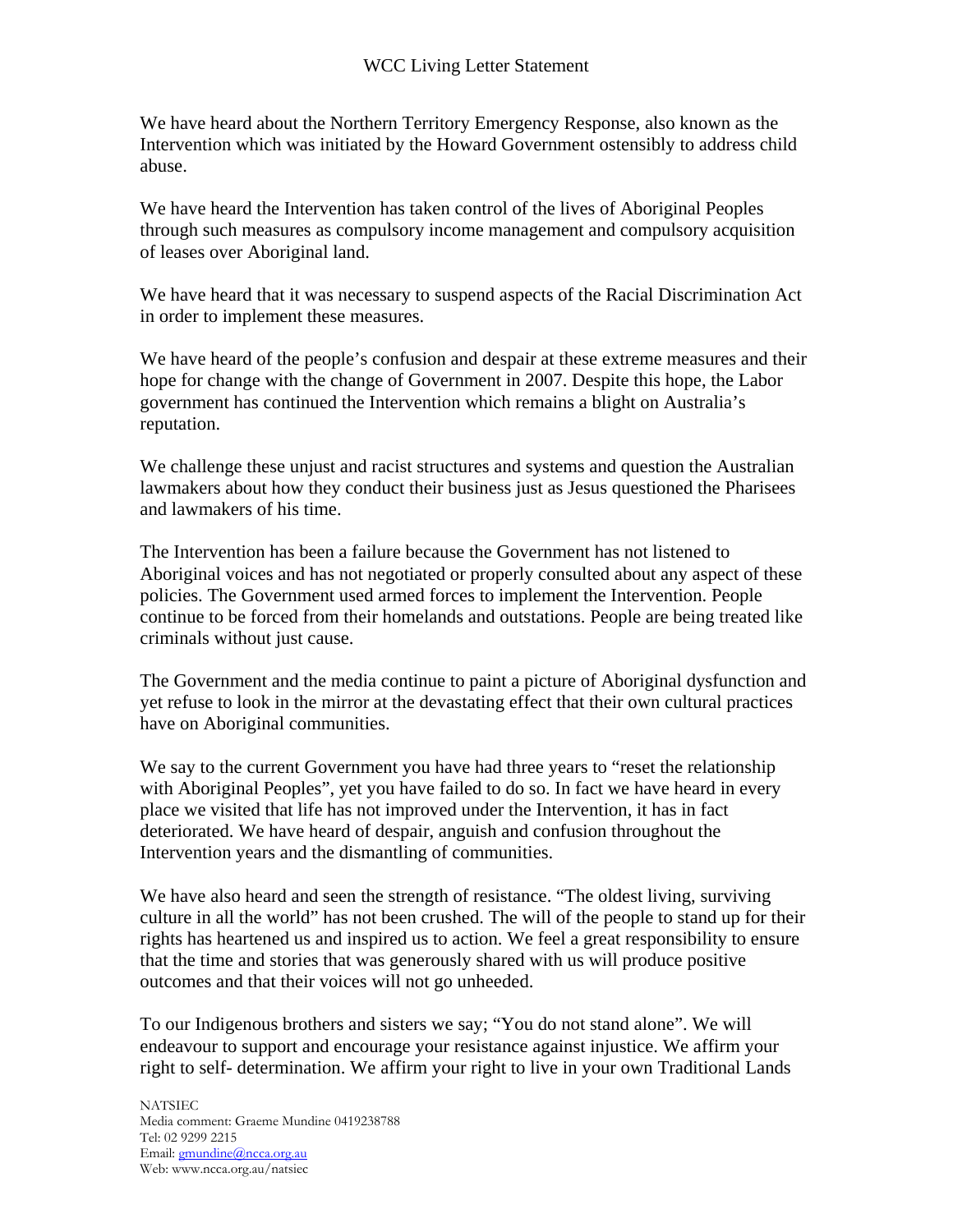# WCC Living Letter Statement

We have heard about the Northern Territory Emergency Response, also known as the Intervention which was initiated by the Howard Government ostensibly to address child abuse.

We have heard the Intervention has taken control of the lives of Aboriginal Peoples through such measures as compulsory income management and compulsory acquisition of leases over Aboriginal land.

We have heard that it was necessary to suspend aspects of the Racial Discrimination Act in order to implement these measures.

We have heard of the people's confusion and despair at these extreme measures and their hope for change with the change of Government in 2007. Despite this hope, the Labor government has continued the Intervention which remains a blight on Australia's reputation.

We challenge these unjust and racist structures and systems and question the Australian lawmakers about how they conduct their business just as Jesus questioned the Pharisees and lawmakers of his time.

The Intervention has been a failure because the Government has not listened to Aboriginal voices and has not negotiated or properly consulted about any aspect of these policies. The Government used armed forces to implement the Intervention. People continue to be forced from their homelands and outstations. People are being treated like criminals without just cause.

The Government and the media continue to paint a picture of Aboriginal dysfunction and yet refuse to look in the mirror at the devastating effect that their own cultural practices have on Aboriginal communities.

We say to the current Government you have had three years to "reset the relationship with Aboriginal Peoples", yet you have failed to do so. In fact we have heard in every place we visited that life has not improved under the Intervention, it has in fact deteriorated. We have heard of despair, anguish and confusion throughout the Intervention years and the dismantling of communities.

We have also heard and seen the strength of resistance. "The oldest living, surviving culture in all the world" has not been crushed. The will of the people to stand up for their rights has heartened us and inspired us to action. We feel a great responsibility to ensure that the time and stories that was generously shared with us will produce positive outcomes and that their voices will not go unheeded.

To our Indigenous brothers and sisters we say; "You do not stand alone". We will endeavour to support and encourage your resistance against injustice. We affirm your right to self- determination. We affirm your right to live in your own Traditional Lands

NATSIEC
Media comment: Graeme Mundine 0419238788
Tel: 02 9299 2215
Email: gmundine@ncca.org.au
Web: www.ncca.org.au/natsiec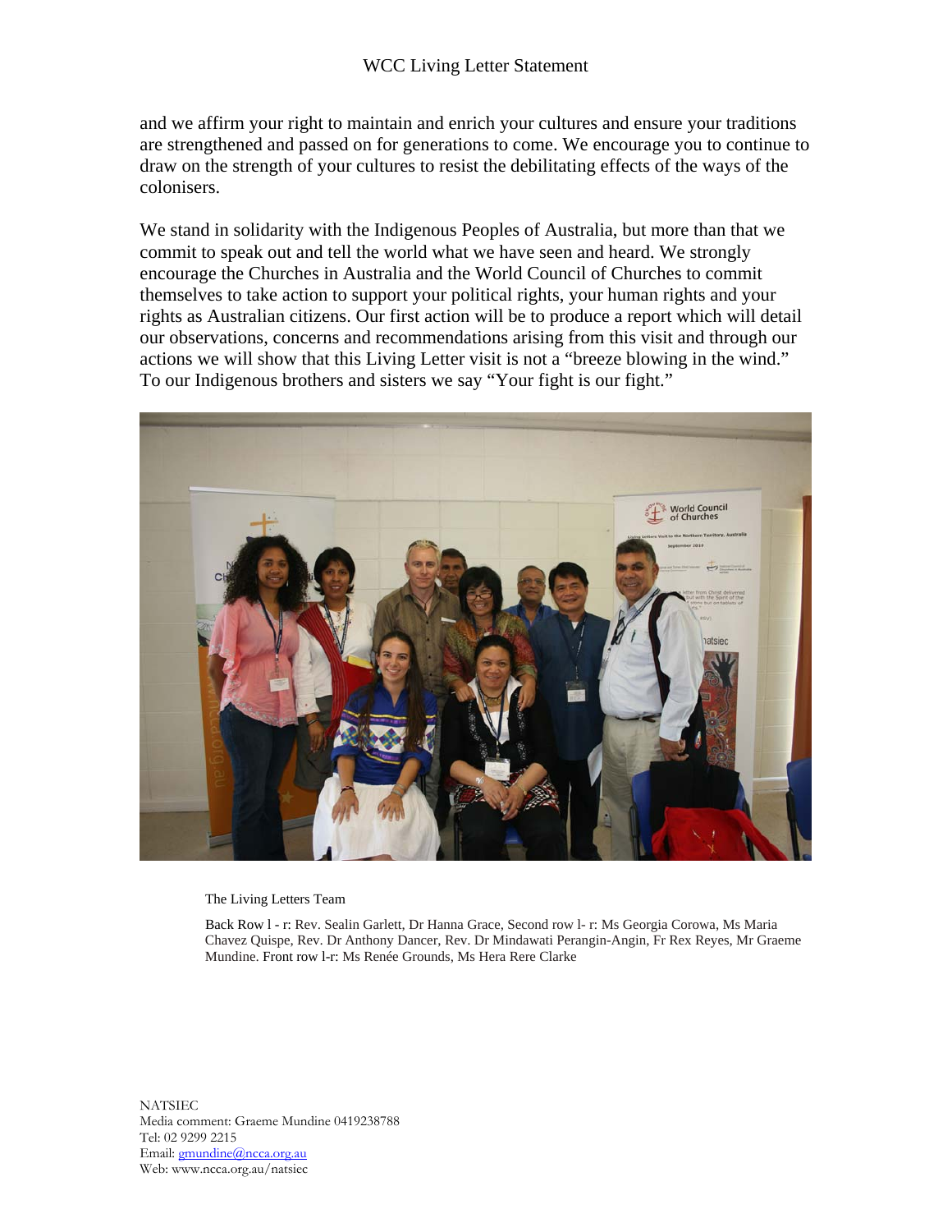and we affirm your right to maintain and enrich your cultures and ensure your traditions are strengthened and passed on for generations to come. We encourage you to continue to draw on the strength of your cultures to resist the debilitating effects of the ways of the colonisers.

We stand in solidarity with the Indigenous Peoples of Australia, but more than that we commit to speak out and tell the world what we have seen and heard. We strongly encourage the Churches in Australia and the World Council of Churches to commit themselves to take action to support your political rights, your human rights and your rights as Australian citizens. Our first action will be to produce a report which will detail our observations, concerns and recommendations arising from this visit and through our actions we will show that this Living Letter visit is not a "breeze blowing in the wind." To our Indigenous brothers and sisters we say "Your fight is our fight."

The Living Letters Team

Back Row l - r: Rev. Sealin Garlett, Dr Hanna Grace, Second row l- r: Ms Georgia Corowa, Ms Maria Chavez Quispe, Rev. Dr Anthony Dancer, Rev. Dr Mindawati Perangin-Angin, Fr Rex Reyes, Mr Graeme Mundine. Front row l-r: Ms Renée Grounds, Ms Hera Rere Clarke

NATSIEC
Media comment: Graeme Mundine 0419238788
Tel: 02 9299 2215
Email: gmundine@ncca.org.au
Web: www.ncca.org.au/natsiec